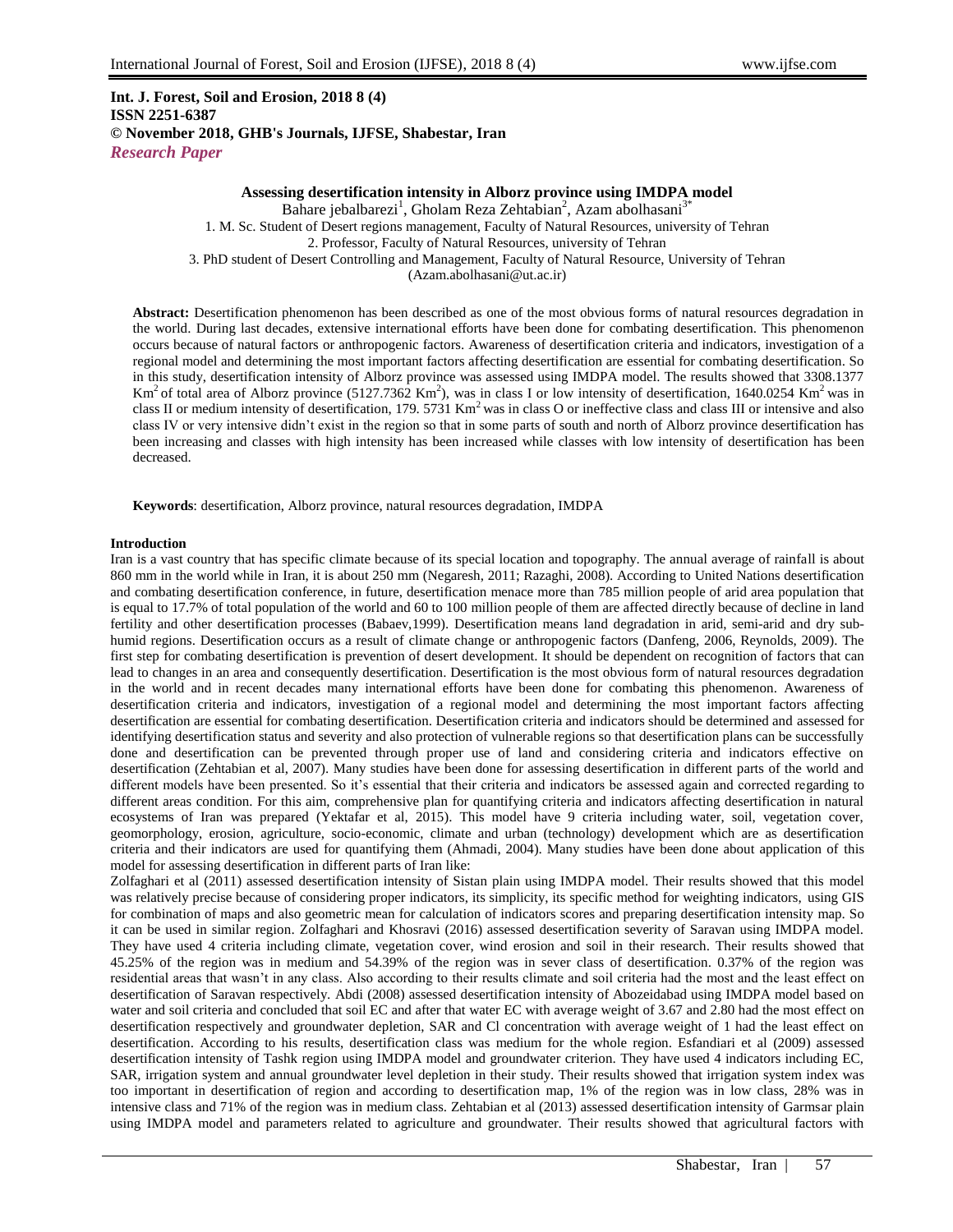**Int. J. Forest, Soil and Erosion, 2018 8 (4)**
**ISSN 2251-6387**
**© November 2018, GHB's Journals, IJFSE, Shabestar, Iran**
***Research Paper***

# Assessing desertification intensity in Alborz province using IMDPA model

Bahare jebalbarezi[1], Gholam Reza Zehtabian[2], Azam abolhasani[3*]

1. M. Sc. Student of Desert regions management, Faculty of Natural Resources, university of Tehran
2. Professor, Faculty of Natural Resources, university of Tehran
3. PhD student of Desert Controlling and Management, Faculty of Natural Resource, University of Tehran

(Azam.abolhasani@ut.ac.ir)

**Abstract:** Desertification phenomenon has been described as one of the most obvious forms of natural resources degradation in the world. During last decades, extensive international efforts have been done for combating desertification. This phenomenon occurs because of natural factors or anthropogenic factors. Awareness of desertification criteria and indicators, investigation of a regional model and determining the most important factors affecting desertification are essential for combating desertification. So in this study, desertification intensity of Alborz province was assessed using IMDPA model. The results showed that 3308.1377 $Km^2$ of total area of Alborz province (5127.7362 $Km^2$), was in class I or low intensity of desertification, 1640.0254 $Km^2$ was in class II or medium intensity of desertification, 179. 5731 $Km^2$ was in class O or ineffective class and class III or intensive and also class IV or very intensive didn't exist in the region so that in some parts of south and north of Alborz province desertification has been increasing and classes with high intensity has been increased while classes with low intensity of desertification has been decreased.

**Keywords**: desertification, Alborz province, natural resources degradation, IMDPA

## Introduction

Iran is a vast country that has specific climate because of its special location and topography. The annual average of rainfall is about 860 mm in the world while in Iran, it is about 250 mm (Negaresh, 2011; Razaghi, 2008). According to United Nations desertification and combating desertification conference, in future, desertification menace more than 785 million people of arid area population that is equal to 17.7% of total population of the world and 60 to 100 million people of them are affected directly because of decline in land fertility and other desertification processes (Babaev,1999). Desertification means land degradation in arid, semi-arid and dry sub-humid regions. Desertification occurs as a result of climate change or anthropogenic factors (Danfeng, 2006, Reynolds, 2009). The first step for combating desertification is prevention of desert development. It should be dependent on recognition of factors that can lead to changes in an area and consequently desertification. Desertification is the most obvious form of natural resources degradation in the world and in recent decades many international efforts have been done for combating this phenomenon. Awareness of desertification criteria and indicators, investigation of a regional model and determining the most important factors affecting desertification are essential for combating desertification. Desertification criteria and indicators should be determined and assessed for identifying desertification status and severity and also protection of vulnerable regions so that desertification plans can be successfully done and desertification can be prevented through proper use of land and considering criteria and indicators effective on desertification (Zehtabian et al, 2007). Many studies have been done for assessing desertification in different parts of the world and different models have been presented. So it's essential that their criteria and indicators be assessed again and corrected regarding to different areas condition. For this aim, comprehensive plan for quantifying criteria and indicators affecting desertification in natural ecosystems of Iran was prepared (Yektafar et al, 2015). This model have 9 criteria including water, soil, vegetation cover, geomorphology, erosion, agriculture, socio-economic, climate and urban (technology) development which are as desertification criteria and their indicators are used for quantifying them (Ahmadi, 2004). Many studies have been done about application of this model for assessing desertification in different parts of Iran like:

Zolfaghari et al (2011) assessed desertification intensity of Sistan plain using IMDPA model. Their results showed that this model was relatively precise because of considering proper indicators, its simplicity, its specific method for weighting indicators, using GIS for combination of maps and also geometric mean for calculation of indicators scores and preparing desertification intensity map. So it can be used in similar region. Zolfaghari and Khosravi (2016) assessed desertification severity of Saravan using IMDPA model. They have used 4 criteria including climate, vegetation cover, wind erosion and soil in their research. Their results showed that 45.25% of the region was in medium and 54.39% of the region was in sever class of desertification. 0.37% of the region was residential areas that wasn't in any class. Also according to their results climate and soil criteria had the most and the least effect on desertification of Saravan respectively. Abdi (2008) assessed desertification intensity of Abozeidabad using IMDPA model based on water and soil criteria and concluded that soil EC and after that water EC with average weight of 3.67 and 2.80 had the most effect on desertification respectively and groundwater depletion, SAR and Cl concentration with average weight of 1 had the least effect on desertification. According to his results, desertification class was medium for the whole region. Esfandiari et al (2009) assessed desertification intensity of Tashk region using IMDPA model and groundwater criterion. They have used 4 indicators including EC, SAR, irrigation system and annual groundwater level depletion in their study. Their results showed that irrigation system index was too important in desertification of region and according to desertification map, 1% of the region was in low class, 28% was in intensive class and 71% of the region was in medium class. Zehtabian et al (2013) assessed desertification intensity of Garmsar plain using IMDPA model and parameters related to agriculture and groundwater. Their results showed that agricultural factors with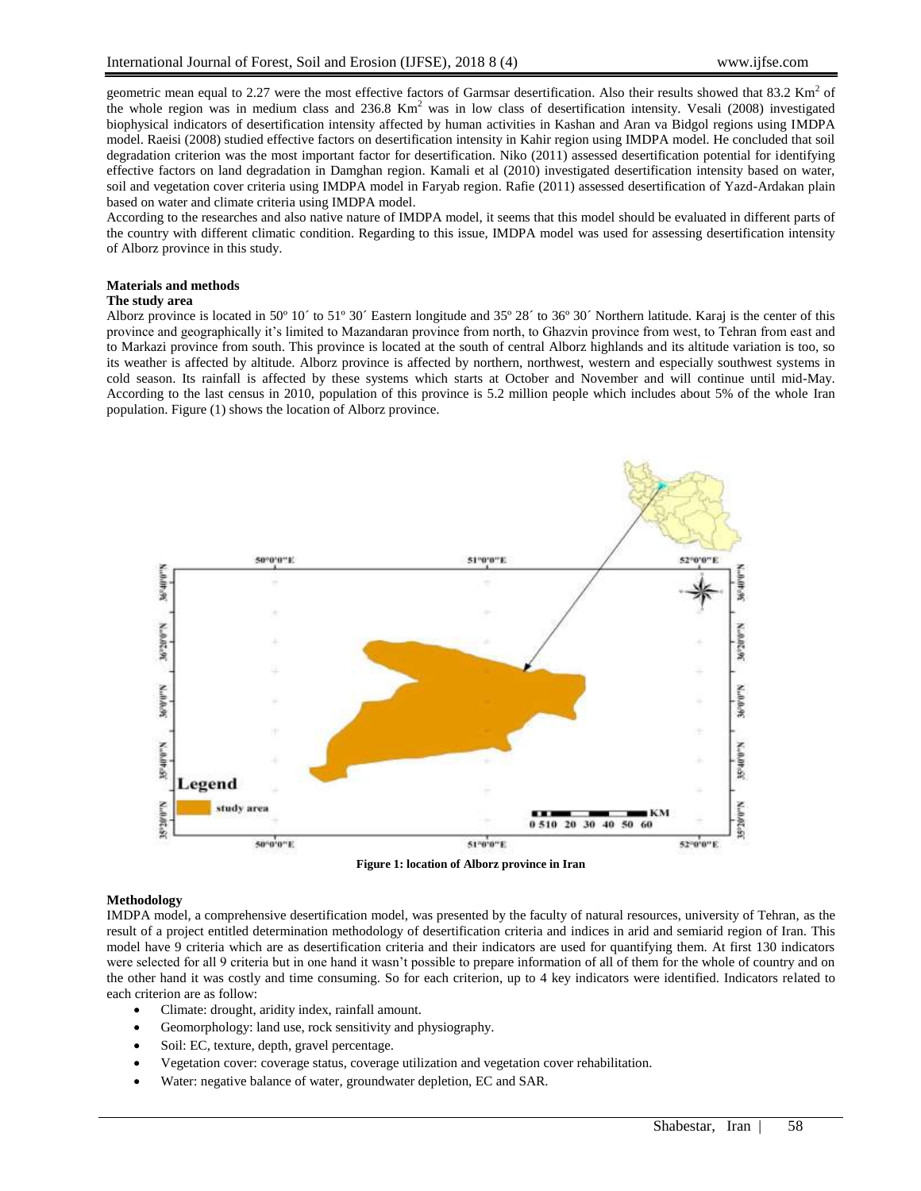geometric mean equal to 2.27 were the most effective factors of Garmsar desertification. Also their results showed that 83.2 Km$^2$ of the whole region was in medium class and 236.8 Km$^2$ was in low class of desertification intensity. Vesali (2008) investigated biophysical indicators of desertification intensity affected by human activities in Kashan and Aran va Bidgol regions using IMDPA model. Raeisi (2008) studied effective factors on desertification intensity in Kahir region using IMDPA model. He concluded that soil degradation criterion was the most important factor for desertification. Niko (2011) assessed desertification potential for identifying effective factors on land degradation in Damghan region. Kamali et al (2010) investigated desertification intensity based on water, soil and vegetation cover criteria using IMDPA model in Faryab region. Rafie (2011) assessed desertification of Yazd-Ardakan plain based on water and climate criteria using IMDPA model.

According to the researches and also native nature of IMDPA model, it seems that this model should be evaluated in different parts of the country with different climatic condition. Regarding to this issue, IMDPA model was used for assessing desertification intensity of Alborz province in this study.

## Materials and methods

### The study area

Alborz province is located in 50º 10´ to 51º 30´ Eastern longitude and 35º 28´ to 36º 30´ Northern latitude. Karaj is the center of this province and geographically it's limited to Mazandaran province from north, to Ghazvin province from west, to Tehran from east and to Markazi province from south. This province is located at the south of central Alborz highlands and its altitude variation is too, so its weather is affected by altitude. Alborz province is affected by northern, northwest, western and especially southwest systems in cold season. Its rainfall is affected by these systems which starts at October and November and will continue until mid-May. According to the last census in 2010, population of this province is 5.2 million people which includes about 5% of the whole Iran population. Figure (1) shows the location of Alborz province.

**Figure 1: location of Alborz province in Iran**

### Methodology

IMDPA model, a comprehensive desertification model, was presented by the faculty of natural resources, university of Tehran, as the result of a project entitled determination methodology of desertification criteria and indices in arid and semiarid region of Iran. This model have 9 criteria which are as desertification criteria and their indicators are used for quantifying them. At first 130 indicators were selected for all 9 criteria but in one hand it wasn't possible to prepare information of all of them for the whole of country and on the other hand it was costly and time consuming. So for each criterion, up to 4 key indicators were identified. Indicators related to each criterion are as follow:

- Climate: drought, aridity index, rainfall amount.
- Geomorphology: land use, rock sensitivity and physiography.
- Soil: EC, texture, depth, gravel percentage.
- Vegetation cover: coverage status, coverage utilization and vegetation cover rehabilitation.
- Water: negative balance of water, groundwater depletion, EC and SAR.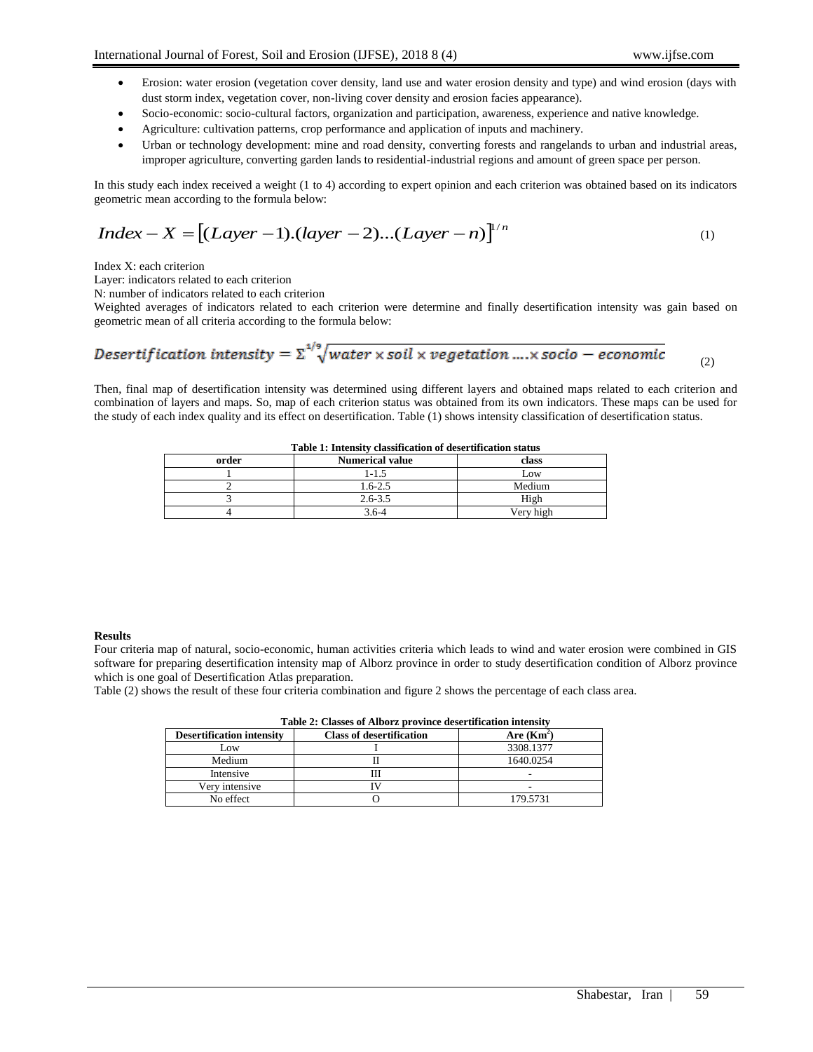- Erosion: water erosion (vegetation cover density, land use and water erosion density and type) and wind erosion (days with dust storm index, vegetation cover, non-living cover density and erosion facies appearance).
- Socio-economic: socio-cultural factors, organization and participation, awareness, experience and native knowledge.
- Agriculture: cultivation patterns, crop performance and application of inputs and machinery.
- Urban or technology development: mine and road density, converting forests and rangelands to urban and industrial areas, improper agriculture, converting garden lands to residential-industrial regions and amount of green space per person.

In this study each index received a weight (1 to 4) according to expert opinion and each criterion was obtained based on its indicators geometric mean according to the formula below:

$$Index - X = \left[(Layer - 1).(layer - 2)...(Layer - n)\right]^{1/n} \quad (1)$$

Index X: each criterion

Layer: indicators related to each criterion

N: number of indicators related to each criterion

Weighted averages of indicators related to each criterion were determine and finally desertification intensity was gain based on geometric mean of all criteria according to the formula below:

$$Desertification\ intensity = \Sigma^{1/9}\sqrt{water \times soil \times vegetation \ldots . \times socio - economic} \quad (2)$$

Then, final map of desertification intensity was determined using different layers and obtained maps related to each criterion and combination of layers and maps. So, map of each criterion status was obtained from its own indicators. These maps can be used for the study of each index quality and its effect on desertification. Table (1) shows intensity classification of desertification status.

**Table 1: Intensity classification of desertification status**

| order | Numerical value | class |
|---|---|---|
| 1 | 1-1.5 | Low |
| 2 | 1.6-2.5 | Medium |
| 3 | 2.6-3.5 | High |
| 4 | 3.6-4 | Very high |

**Results**

Four criteria map of natural, socio-economic, human activities criteria which leads to wind and water erosion were combined in GIS software for preparing desertification intensity map of Alborz province in order to study desertification condition of Alborz province which is one goal of Desertification Atlas preparation.

Table (2) shows the result of these four criteria combination and figure 2 shows the percentage of each class area.

**Table 2: Classes of Alborz province desertification intensity**

| Desertification intensity | Class of desertification | Are ($Km^2$) |
|---|---|---|
| Low | I | 3308.1377 |
| Medium | II | 1640.0254 |
| Intensive | III | - |
| Very intensive | IV | - |
| No effect | O | 179.5731 |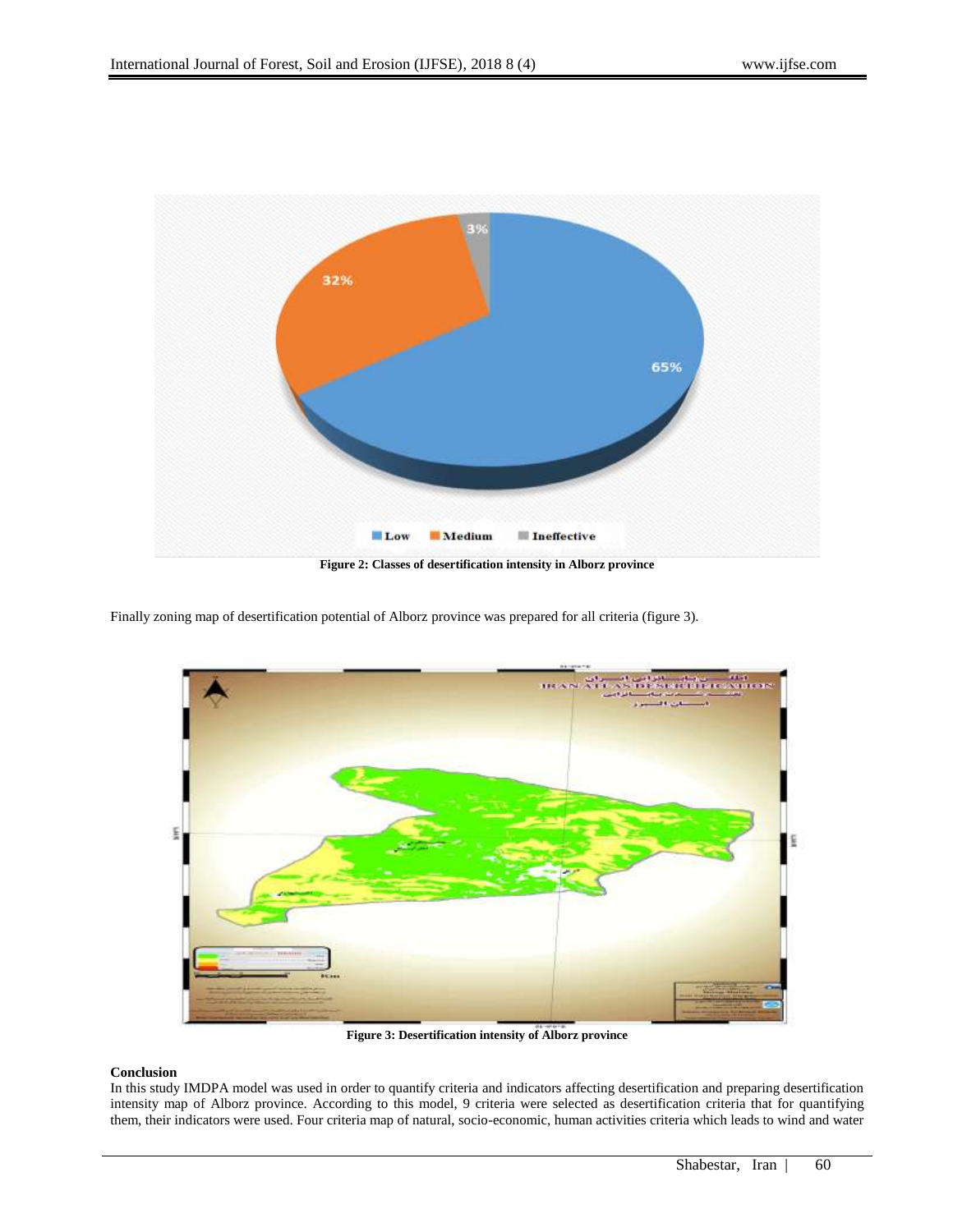Figure 2: Classes of desertification intensity in Alborz province

Finally zoning map of desertification potential of Alborz province was prepared for all criteria (figure 3).

Figure 3: Desertification intensity of Alborz province

**Conclusion**

In this study IMDPA model was used in order to quantify criteria and indicators affecting desertification and preparing desertification intensity map of Alborz province. According to this model, 9 criteria were selected as desertification criteria that for quantifying them, their indicators were used. Four criteria map of natural, socio-economic, human activities criteria which leads to wind and water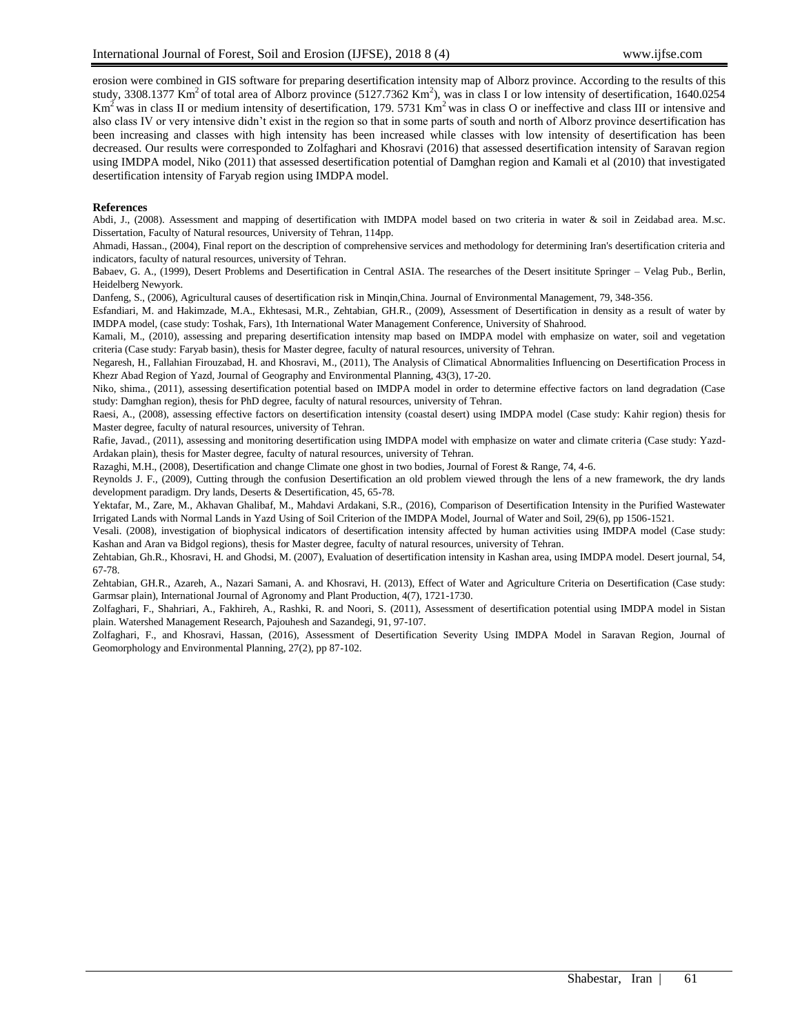erosion were combined in GIS software for preparing desertification intensity map of Alborz province. According to the results of this study, 3308.1377 $Km^2$ of total area of Alborz province (5127.7362 $Km^2$), was in class I or low intensity of desertification, 1640.0254 $Km^2$ was in class II or medium intensity of desertification, 179. 5731 $Km^2$ was in class O or ineffective and class III or intensive and also class IV or very intensive didn't exist in the region so that in some parts of south and north of Alborz province desertification has been increasing and classes with high intensity has been increased while classes with low intensity of desertification has been decreased. Our results were corresponded to Zolfaghari and Khosravi (2016) that assessed desertification intensity of Saravan region using IMDPA model, Niko (2011) that assessed desertification potential of Damghan region and Kamali et al (2010) that investigated desertification intensity of Faryab region using IMDPA model.

**References**

Abdi, J., (2008). Assessment and mapping of desertification with IMDPA model based on two criteria in water & soil in Zeidabad area. M.sc. Dissertation, Faculty of Natural resources, University of Tehran, 114pp.

Ahmadi, Hassan., (2004), Final report on the description of comprehensive services and methodology for determining Iran's desertification criteria and indicators, faculty of natural resources, university of Tehran.

Babaev, G. A., (1999), Desert Problems and Desertification in Central ASIA. The researches of the Desert insititute Springer – Velag Pub., Berlin, Heidelberg Newyork.

Danfeng, S., (2006), Agricultural causes of desertification risk in Minqin,China. Journal of Environmental Management, 79, 348-356.

Esfandiari, M. and Hakimzade, M.A., Ekhtesasi, M.R., Zehtabian, GH.R., (2009), Assessment of Desertification in density as a result of water by IMDPA model, (case study: Toshak, Fars), 1th International Water Management Conference, University of Shahrood.

Kamali, M., (2010), assessing and preparing desertification intensity map based on IMDPA model with emphasize on water, soil and vegetation criteria (Case study: Faryab basin), thesis for Master degree, faculty of natural resources, university of Tehran.

Negaresh, H., Fallahian Firouzabad, H. and Khosravi, M., (2011), The Analysis of Climatical Abnormalities Influencing on Desertification Process in Khezr Abad Region of Yazd, Journal of Geography and Environmental Planning, 43(3), 17-20.

Niko, shima., (2011), assessing desertification potential based on IMDPA model in order to determine effective factors on land degradation (Case study: Damghan region), thesis for PhD degree, faculty of natural resources, university of Tehran.

Raesi, A., (2008), assessing effective factors on desertification intensity (coastal desert) using IMDPA model (Case study: Kahir region) thesis for Master degree, faculty of natural resources, university of Tehran.

Rafie, Javad., (2011), assessing and monitoring desertification using IMDPA model with emphasize on water and climate criteria (Case study: Yazd-Ardakan plain), thesis for Master degree, faculty of natural resources, university of Tehran.

Razaghi, M.H., (2008), Desertification and change Climate one ghost in two bodies, Journal of Forest & Range, 74, 4-6.

Reynolds J. F., (2009), Cutting through the confusion Desertification an old problem viewed through the lens of a new framework, the dry lands development paradigm. Dry lands, Deserts & Desertification, 45, 65-78.

Yektafar, M., Zare, M., Akhavan Ghalibaf, M., Mahdavi Ardakani, S.R., (2016), Comparison of Desertification Intensity in the Purified Wastewater Irrigated Lands with Normal Lands in Yazd Using of Soil Criterion of the IMDPA Model, Journal of Water and Soil, 29(6), pp 1506-1521.

Vesali. (2008), investigation of biophysical indicators of desertification intensity affected by human activities using IMDPA model (Case study: Kashan and Aran va Bidgol regions), thesis for Master degree, faculty of natural resources, university of Tehran.

Zehtabian, Gh.R., Khosravi, H. and Ghodsi, M. (2007), Evaluation of desertification intensity in Kashan area, using IMDPA model. Desert journal, 54, 67-78.

Zehtabian, GH.R., Azareh, A., Nazari Samani, A. and Khosravi, H. (2013), Effect of Water and Agriculture Criteria on Desertification (Case study: Garmsar plain), International Journal of Agronomy and Plant Production, 4(7), 1721-1730.

Zolfaghari, F., Shahriari, A., Fakhireh, A., Rashki, R. and Noori, S. (2011), Assessment of desertification potential using IMDPA model in Sistan plain. Watershed Management Research, Pajouhesh and Sazandegi, 91, 97-107.

Zolfaghari, F., and Khosravi, Hassan, (2016), Assessment of Desertification Severity Using IMDPA Model in Saravan Region, Journal of Geomorphology and Environmental Planning, 27(2), pp 87-102.